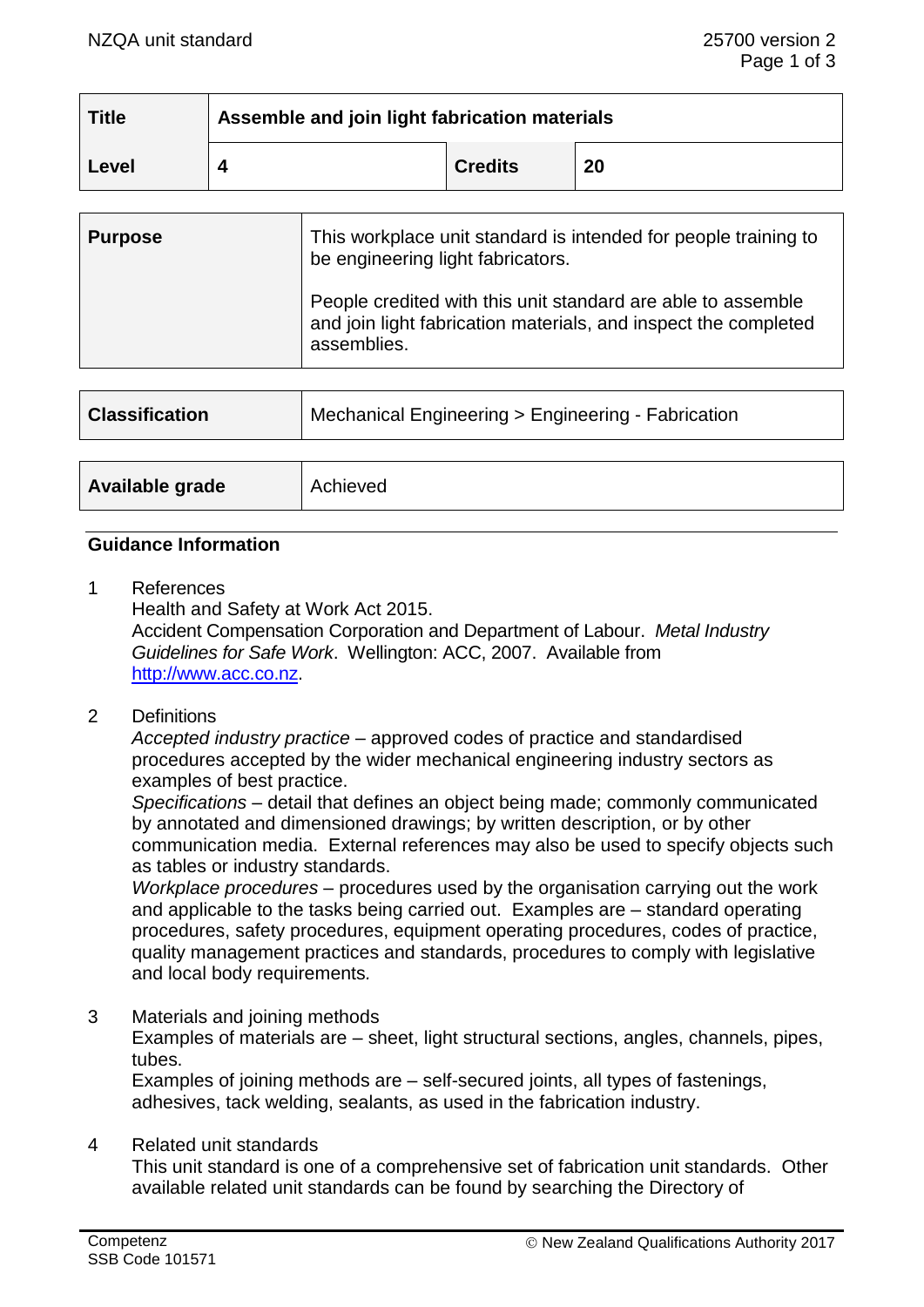| Title | Assemble and join light fabrication materials | | |
|---|---|---|---|
| Level | 4 | Credits | 20 |

| Purpose | This workplace unit standard is intended for people training to be engineering light fabricators.<br><br>People credited with this unit standard are able to assemble and join light fabrication materials, and inspect the completed assemblies. |
|---|---|

| Classification | Mechanical Engineering > Engineering - Fabrication |
|---|---|

| Available grade | Achieved |
|---|---|

## Guidance Information

1 References

Health and Safety at Work Act 2015.

Accident Compensation Corporation and Department of Labour. *Metal Industry Guidelines for Safe Work*. Wellington: ACC, 2007. Available from http://www.acc.co.nz.

2 Definitions

*Accepted industry practice* – approved codes of practice and standardised procedures accepted by the wider mechanical engineering industry sectors as examples of best practice.

*Specifications* – detail that defines an object being made; commonly communicated by annotated and dimensioned drawings; by written description, or by other communication media. External references may also be used to specify objects such as tables or industry standards.

*Workplace procedures* – procedures used by the organisation carrying out the work and applicable to the tasks being carried out. Examples are – standard operating procedures, safety procedures, equipment operating procedures, codes of practice, quality management practices and standards, procedures to comply with legislative and local body requirements.

3 Materials and joining methods

Examples of materials are – sheet, light structural sections, angles, channels, pipes, tubes.

Examples of joining methods are – self-secured joints, all types of fastenings, adhesives, tack welding, sealants, as used in the fabrication industry.

4 Related unit standards

This unit standard is one of a comprehensive set of fabrication unit standards. Other available related unit standards can be found by searching the Directory of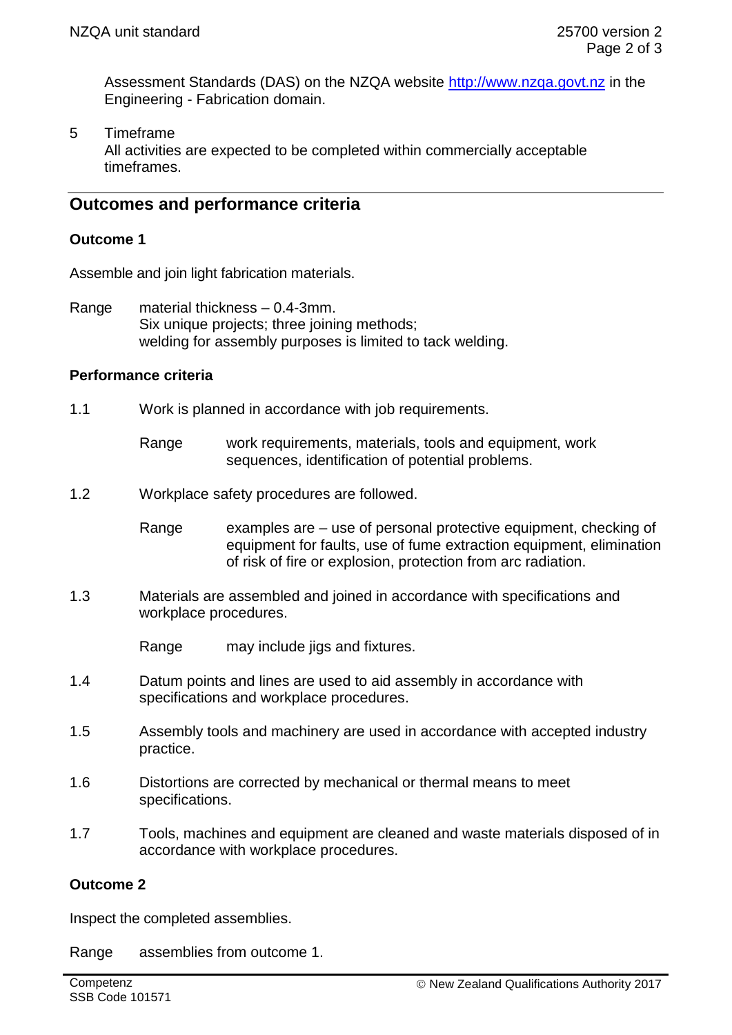Assessment Standards (DAS) on the NZQA website http://www.nzqa.govt.nz in the Engineering - Fabrication domain.

5 Timeframe
All activities are expected to be completed within commercially acceptable timeframes.

## Outcomes and performance criteria

### Outcome 1

Assemble and join light fabrication materials.

Range material thickness – 0.4-3mm.
Six unique projects; three joining methods;
welding for assembly purposes is limited to tack welding.

### Performance criteria

1.1 Work is planned in accordance with job requirements.

Range work requirements, materials, tools and equipment, work sequences, identification of potential problems.

1.2 Workplace safety procedures are followed.

Range examples are – use of personal protective equipment, checking of equipment for faults, use of fume extraction equipment, elimination of risk of fire or explosion, protection from arc radiation.

1.3 Materials are assembled and joined in accordance with specifications and workplace procedures.

Range may include jigs and fixtures.

1.4 Datum points and lines are used to aid assembly in accordance with specifications and workplace procedures.

1.5 Assembly tools and machinery are used in accordance with accepted industry practice.

1.6 Distortions are corrected by mechanical or thermal means to meet specifications.

1.7 Tools, machines and equipment are cleaned and waste materials disposed of in accordance with workplace procedures.

### Outcome 2

Inspect the completed assemblies.

Range assemblies from outcome 1.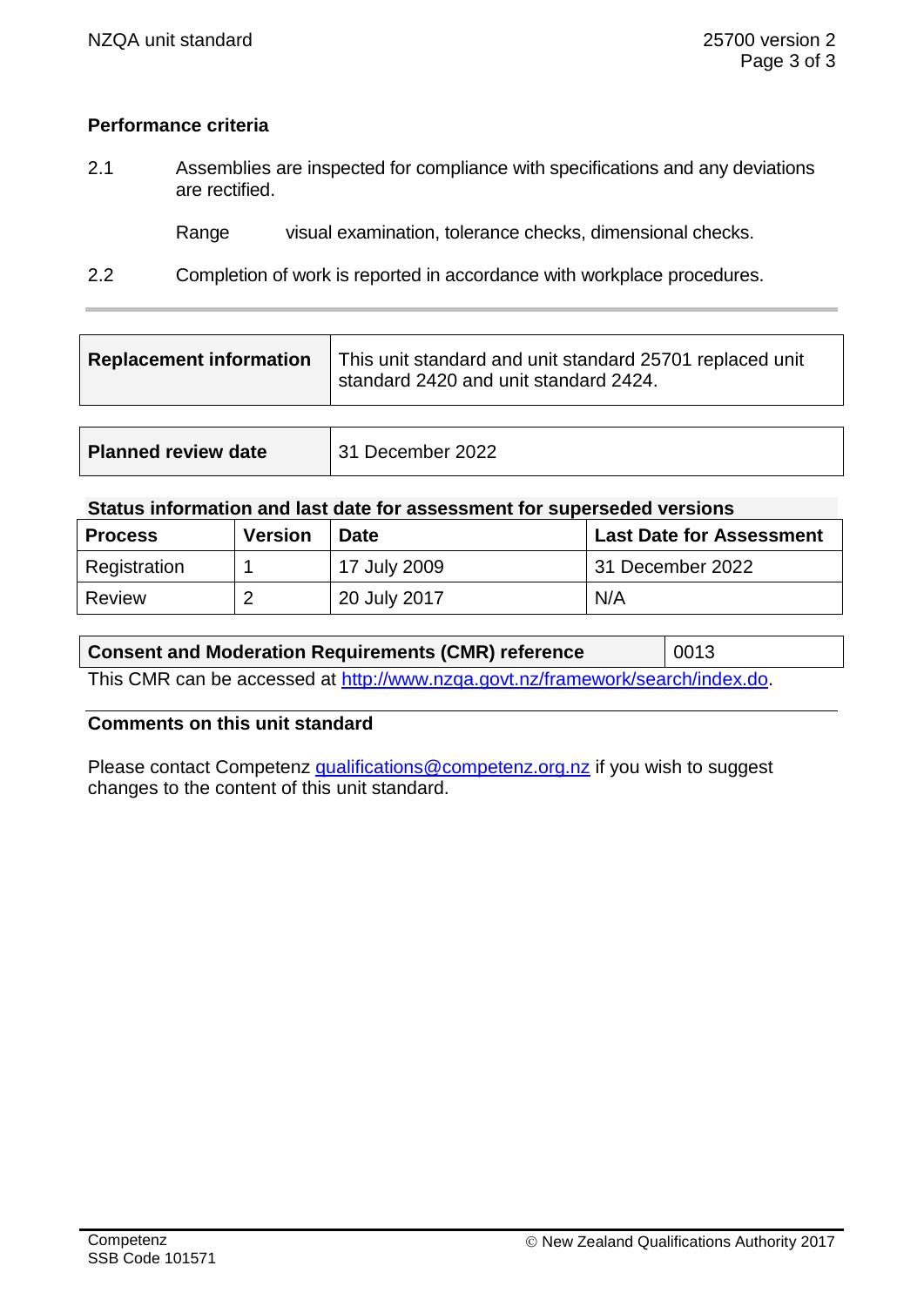**Performance criteria**

2.1 Assemblies are inspected for compliance with specifications and any deviations are rectified.

Range visual examination, tolerance checks, dimensional checks.

2.2 Completion of work is reported in accordance with workplace procedures.

| | |
|---|---|
| **Replacement information** | This unit standard and unit standard 25701 replaced unit standard 2420 and unit standard 2424. |

| | |
|---|---|
| **Planned review date** | 31 December 2022 |

**Status information and last date for assessment for superseded versions**

| **Process** | **Version** | **Date** | **Last Date for Assessment** |
|---|---|---|---|
| Registration | 1 | 17 July 2009 | 31 December 2022 |
| Review | 2 | 20 July 2017 | N/A |

| | |
|---|---|
| **Consent and Moderation Requirements (CMR) reference** | 0013 |

This CMR can be accessed at http://www.nzqa.govt.nz/framework/search/index.do.

**Comments on this unit standard**

Please contact Competenz qualifications@competenz.org.nz if you wish to suggest changes to the content of this unit standard.